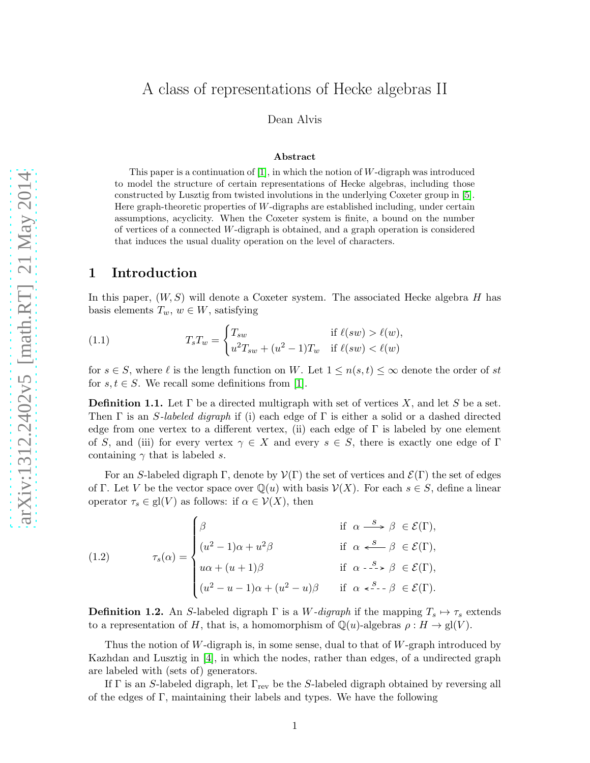# A class of representations of Hecke algebras II

Dean Alvis

### Abstract

This paper is a continuation of [1], in which the notion of $W$-digraph was introduced to model the structure of certain representations of Hecke algebras, including those constructed by Lusztig from twisted involutions in the underlying Coxeter group in [5]. Here graph-theoretic properties of $W$-digraphs are established including, under certain assumptions, acyclicity. When the Coxeter system is finite, a bound on the number of vertices of a connected $W$-digraph is obtained, and a graph operation is considered that induces the usual duality operation on the level of characters.

## 1 Introduction

In this paper, $(W, S)$ will denote a Coxeter system. The associated Hecke algebra $H$ has basis elements $T_w$, $w \in W$, satisfying

$$
(1.1) \qquad T_s T_w = \begin{cases} T_{sw} & \text{if } \ell(sw) > \ell(w), \\ u^2 T_{sw} + (u^2 - 1) T_w & \text{if } \ell(sw) < \ell(w) \end{cases}
$$

for $s \in S$, where $\ell$ is the length function on $W$. Let $1 \leq n(s,t) \leq \infty$ denote the order of $st$ for $s, t \in S$. We recall some definitions from [1].

**Definition 1.1.** Let $\Gamma$ be a directed multigraph with set of vertices $X$, and let $S$ be a set. Then $\Gamma$ is an *$S$-labeled digraph* if (i) each edge of $\Gamma$ is either a solid or a dashed directed edge from one vertex to a different vertex, (ii) each edge of $\Gamma$ is labeled by one element of $S$, and (iii) for every vertex $\gamma \in X$ and every $s \in S$, there is exactly one edge of $\Gamma$ containing $\gamma$ that is labeled $s$.

For an $S$-labeled digraph $\Gamma$, denote by $\mathcal{V}(\Gamma)$ the set of vertices and $\mathcal{E}(\Gamma)$ the set of edges of $\Gamma$. Let $V$ be the vector space over $\mathbb{Q}(u)$ with basis $\mathcal{V}(X)$. For each $s \in S$, define a linear operator $\tau_s \in \mathrm{gl}(V)$ as follows: if $\alpha \in \mathcal{V}(X)$, then

$$
(1.2) \qquad \tau_s(\alpha) = \begin{cases} \beta & \text{if } \alpha \xrightarrow{\ s\ } \beta \in \mathcal{E}(\Gamma), \\ (u^2-1)\alpha + u^2\beta & \text{if } \alpha \xleftarrow{\ s\ } \beta \in \mathcal{E}(\Gamma), \\ u\alpha + (u+1)\beta & \text{if } \alpha \overset{s}{\dashrightarrow} \beta \in \mathcal{E}(\Gamma), \\ (u^2-u-1)\alpha + (u^2-u)\beta & \text{if } \alpha \overset{s}{\dashleftarrow} \beta \in \mathcal{E}(\Gamma). \end{cases}
$$

**Definition 1.2.** An $S$-labeled digraph $\Gamma$ is a *$W$-digraph* if the mapping $T_s \mapsto \tau_s$ extends to a representation of $H$, that is, a homomorphism of $\mathbb{Q}(u)$-algebras $\rho : H \to \mathrm{gl}(V)$.

Thus the notion of $W$-digraph is, in some sense, dual to that of $W$-graph introduced by Kazhdan and Lusztig in [4], in which the nodes, rather than edges, of a undirected graph are labeled with (sets of) generators.

If $\Gamma$ is an $S$-labeled digraph, let $\Gamma_{\text{rev}}$ be the $S$-labeled digraph obtained by reversing all of the edges of $\Gamma$, maintaining their labels and types. We have the following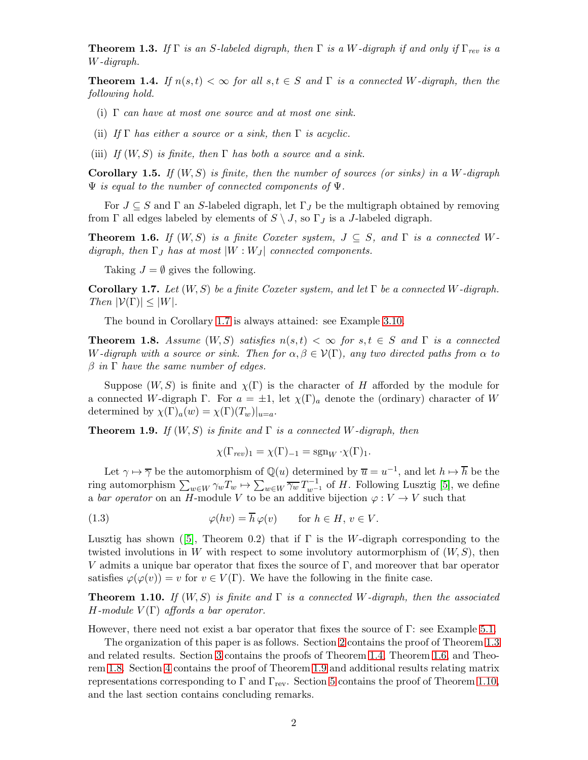**Theorem 1.3.** *If $\Gamma$ is an $S$-labeled digraph, then $\Gamma$ is a $W$-digraph if and only if $\Gamma_{rev}$ is a $W$-digraph.*

**Theorem 1.4.** *If $n(s,t) < \infty$ for all $s,t \in S$ and $\Gamma$ is a connected $W$-digraph, then the following hold.*

- (i) *$\Gamma$ can have at most one source and at most one sink.*
- (ii) *If $\Gamma$ has either a source or a sink, then $\Gamma$ is acyclic.*
- (iii) *If $(W,S)$ is finite, then $\Gamma$ has both a source and a sink.*

**Corollary 1.5.** *If $(W,S)$ is finite, then the number of sources (or sinks) in a $W$-digraph $\Psi$ is equal to the number of connected components of $\Psi$.*

For $J \subseteq S$ and $\Gamma$ an $S$-labeled digraph, let $\Gamma_J$ be the multigraph obtained by removing from $\Gamma$ all edges labeled by elements of $S \setminus J$, so $\Gamma_J$ is a $J$-labeled digraph.

**Theorem 1.6.** *If $(W,S)$ is a finite Coxeter system, $J \subseteq S$, and $\Gamma$ is a connected $W$-digraph, then $\Gamma_J$ has at most $|W : W_J|$ connected components.*

Taking $J = \emptyset$ gives the following.

**Corollary 1.7.** *Let $(W,S)$ be a finite Coxeter system, and let $\Gamma$ be a connected $W$-digraph. Then $|\mathcal{V}(\Gamma)| \leq |W|$.*

The bound in Corollary 1.7 is always attained: see Example 3.10.

**Theorem 1.8.** *Assume $(W,S)$ satisfies $n(s,t) < \infty$ for $s,t \in S$ and $\Gamma$ is a connected $W$-digraph with a source or sink. Then for $\alpha, \beta \in \mathcal{V}(\Gamma)$, any two directed paths from $\alpha$ to $\beta$ in $\Gamma$ have the same number of edges.*

Suppose $(W,S)$ is finite and $\chi(\Gamma)$ is the character of $H$ afforded by the module for a connected $W$-digraph $\Gamma$. For $a = \pm 1$, let $\chi(\Gamma)_a$ denote the (ordinary) character of $W$ determined by $\chi(\Gamma)_a(w) = \chi(\Gamma)(T_w)|_{u=a}$.

**Theorem 1.9.** *If $(W,S)$ is finite and $\Gamma$ is a connected $W$-digraph, then*

$$\chi(\Gamma_{rev})_1 = \chi(\Gamma)_{-1} = \mathrm{sgn}_W \cdot \chi(\Gamma)_1.$$

Let $\gamma \mapsto \overline{\gamma}$ be the automorphism of $\mathbb{Q}(u)$ determined by $\overline{u} = u^{-1}$, and let $h \mapsto \overline{h}$ be the ring automorphism $\sum_{w \in W} \gamma_w T_w \mapsto \sum_{w \in W} \overline{\gamma_w}\, T_{w^{-1}}^{-1}$ of $H$. Following Lusztig [5], we define a *bar operator* on an $H$-module $V$ to be an additive bijection $\varphi : V \to V$ such that

$$\varphi(hv) = \overline{h}\,\varphi(v) \qquad \text{for } h \in H,\ v \in V. \tag{1.3}$$

Lusztig has shown ([5], Theorem 0.2) that if $\Gamma$ is the $W$-digraph corresponding to the twisted involutions in $W$ with respect to some involutory autormorphism of $(W,S)$, then $V$ admits a unique bar operator that fixes the source of $\Gamma$, and moreover that bar operator satisfies $\varphi(\varphi(v)) = v$ for $v \in V(\Gamma)$. We have the following in the finite case.

**Theorem 1.10.** *If $(W,S)$ is finite and $\Gamma$ is a connected $W$-digraph, then the associated $H$-module $V(\Gamma)$ affords a bar operator.*

However, there need not exist a bar operator that fixes the source of $\Gamma$: see Example 5.1.

The organization of this paper is as follows. Section 2 contains the proof of Theorem 1.3 and related results. Section 3 contains the proofs of Theorem 1.4, Theorem 1.6, and Theorem 1.8. Section 4 contains the proof of Theorem 1.9 and additional results relating matrix representations corresponding to $\Gamma$ and $\Gamma_{\mathrm{rev}}$. Section 5 contains the proof of Theorem 1.10, and the last section contains concluding remarks.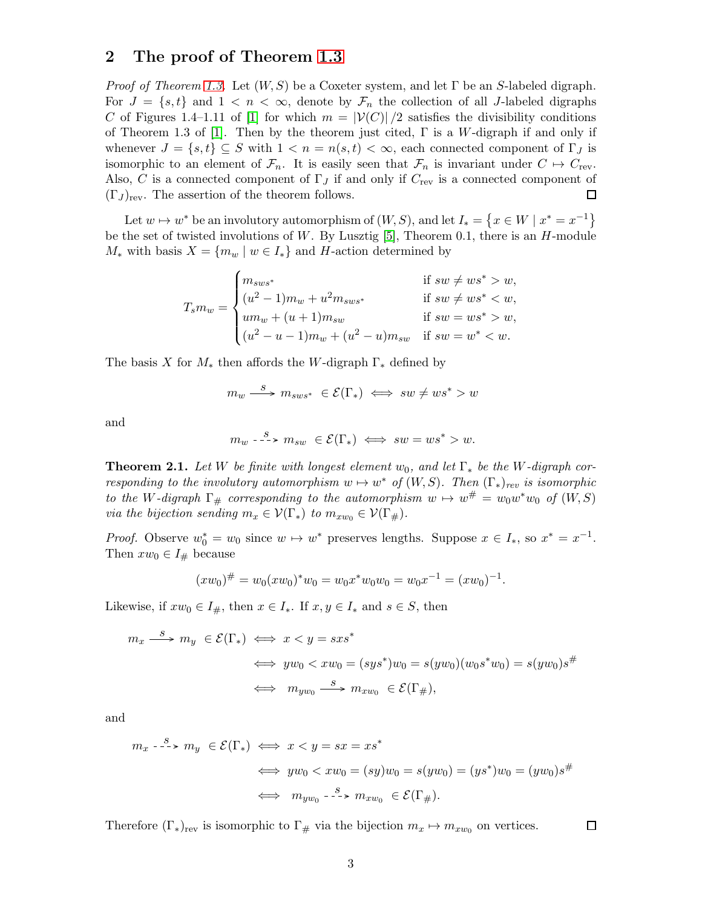## 2 The proof of Theorem 1.3

*Proof of Theorem 1.3.* Let $(W, S)$ be a Coxeter system, and let $\Gamma$ be an $S$-labeled digraph. For $J = \{s,t\}$ and $1 < n < \infty$, denote by $\mathcal{F}_n$ the collection of all $J$-labeled digraphs $C$ of Figures 1.4–1.11 of [1] for which $m = |\mathcal{V}(C)|/2$ satisfies the divisibility conditions of Theorem 1.3 of [1]. Then by the theorem just cited, $\Gamma$ is a $W$-digraph if and only if whenever $J = \{s,t\} \subseteq S$ with $1 < n = n(s,t) < \infty$, each connected component of $\Gamma_J$ is isomorphic to an element of $\mathcal{F}_n$. It is easily seen that $\mathcal{F}_n$ is invariant under $C \mapsto C_{\text{rev}}$. Also, $C$ is a connected component of $\Gamma_J$ if and only if $C_{\text{rev}}$ is a connected component of $(\Gamma_J)_{\text{rev}}$. The assertion of the theorem follows. $\square$

Let $w \mapsto w^*$ be an involutory automorphism of $(W, S)$, and let $I_* = \{x \in W \mid x^* = x^{-1}\}$ be the set of twisted involutions of $W$. By Lusztig [5], Theorem 0.1, there is an $H$-module $M_*$ with basis $X = \{m_w \mid w \in I_*\}$ and $H$-action determined by

$$T_s m_w = \begin{cases} m_{sws^*} & \text{if } sw \neq ws^* > w, \\ (u^2-1)m_w + u^2 m_{sws^*} & \text{if } sw \neq ws^* < w, \\ u m_w + (u+1) m_{sw} & \text{if } sw = ws^* > w, \\ (u^2-u-1)m_w + (u^2-u)m_{sw} & \text{if } sw = w^* < w. \end{cases}$$

The basis $X$ for $M_*$ then affords the $W$-digraph $\Gamma_*$ defined by

$$m_w \xrightarrow{\ s\ } m_{sws^*} \in \mathcal{E}(\Gamma_*) \iff sw \neq ws^* > w$$

and

$$m_w \overset{s}{\dashrightarrow} m_{sw} \in \mathcal{E}(\Gamma_*) \iff sw = ws^* > w.$$

**Theorem 2.1.** *Let $W$ be finite with longest element $w_0$, and let $\Gamma_*$ be the $W$-digraph corresponding to the involutory automorphism $w \mapsto w^*$ of $(W, S)$. Then $(\Gamma_*)_{rev}$ is isomorphic to the $W$-digraph $\Gamma_\#$ corresponding to the automorphism $w \mapsto w^\# = w_0 w^* w_0$ of $(W,S)$ via the bijection sending $m_x \in \mathcal{V}(\Gamma_*)$ to $m_{xw_0} \in \mathcal{V}(\Gamma_\#)$.*

*Proof.* Observe $w_0^* = w_0$ since $w \mapsto w^*$ preserves lengths. Suppose $x \in I_*$, so $x^* = x^{-1}$. Then $xw_0 \in I_\#$ because

$$(xw_0)^\# = w_0(xw_0)^* w_0 = w_0 x^* w_0 w_0 = w_0 x^{-1} = (xw_0)^{-1}.$$

Likewise, if $xw_0 \in I_\#$, then $x \in I_*$. If $x, y \in I_*$ and $s \in S$, then

$$\begin{aligned} m_x \xrightarrow{\ s\ } m_y \in \mathcal{E}(\Gamma_*) &\iff x < y = sxs^* \\ &\iff yw_0 < xw_0 = (sys^*)w_0 = s(yw_0)(w_0 s^* w_0) = s(yw_0)s^\# \\ &\iff m_{yw_0} \xrightarrow{\ s\ } m_{xw_0} \in \mathcal{E}(\Gamma_\#), \end{aligned}$$

and

$$\begin{aligned} m_x \overset{s}{\dashrightarrow} m_y \in \mathcal{E}(\Gamma_*) &\iff x < y = sx = xs^* \\ &\iff yw_0 < xw_0 = (sy)w_0 = s(yw_0) = (ys^*)w_0 = (yw_0)s^\# \\ &\iff m_{yw_0} \overset{s}{\dashrightarrow} m_{xw_0} \in \mathcal{E}(\Gamma_\#). \end{aligned}$$

Therefore $(\Gamma_*)_{\text{rev}}$ is isomorphic to $\Gamma_\#$ via the bijection $m_x \mapsto m_{xw_0}$ on vertices. $\square$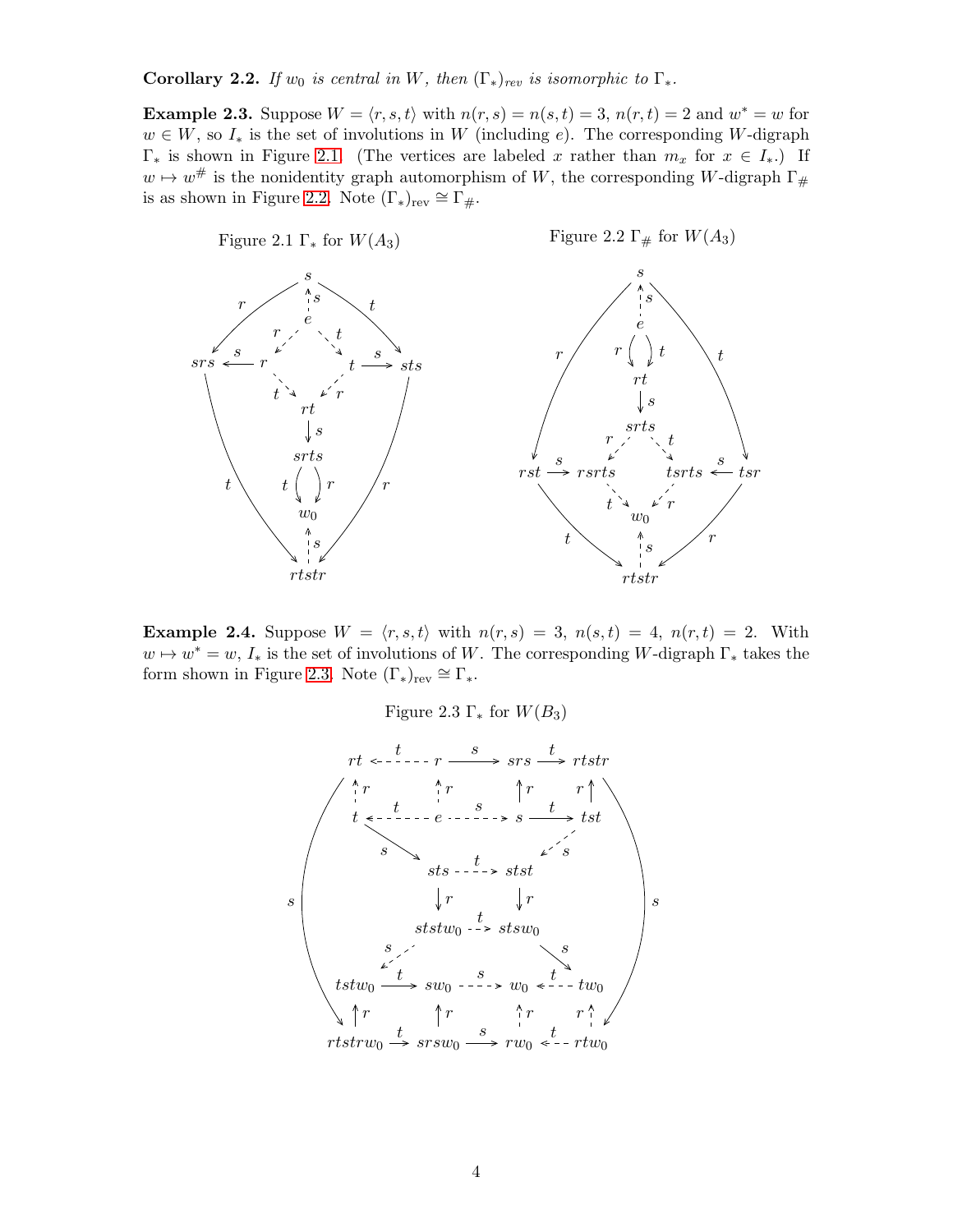**Corollary 2.2.** *If $w_0$ is central in $W$, then $(\Gamma_*)_{rev}$ is isomorphic to $\Gamma_*$.*

**Example 2.3.** Suppose $W = \langle r, s, t\rangle$ with $n(r, s) = n(s, t) = 3$, $n(r, t) = 2$ and $w^* = w$ for $w \in W$, so $I_*$ is the set of involutions in $W$ (including $e$). The corresponding $W$-digraph $\Gamma_*$ is shown in Figure 2.1. (The vertices are labeled $x$ rather than $m_x$ for $x \in I_*$.) If $w \mapsto w^\#$ is the nonidentity graph automorphism of $W$, the corresponding $W$-digraph $\Gamma_\#$ is as shown in Figure 2.2. Note $(\Gamma_*)_{\text{rev}} \cong \Gamma_\#$.

Figure 2.1 $\Gamma_*$ for $W(A_3)$

Figure 2.2 $\Gamma_\#$ for $W(A_3)$

**Example 2.4.** Suppose $W = \langle r, s, t\rangle$ with $n(r, s) = 3$, $n(s, t) = 4$, $n(r, t) = 2$. With $w \mapsto w^* = w$, $I_*$ is the set of involutions of $W$. The corresponding $W$-digraph $\Gamma_*$ takes the form shown in Figure 2.3. Note $(\Gamma_*)_{\text{rev}} \cong \Gamma_*$.

Figure 2.3 $\Gamma_*$ for $W(B_3)$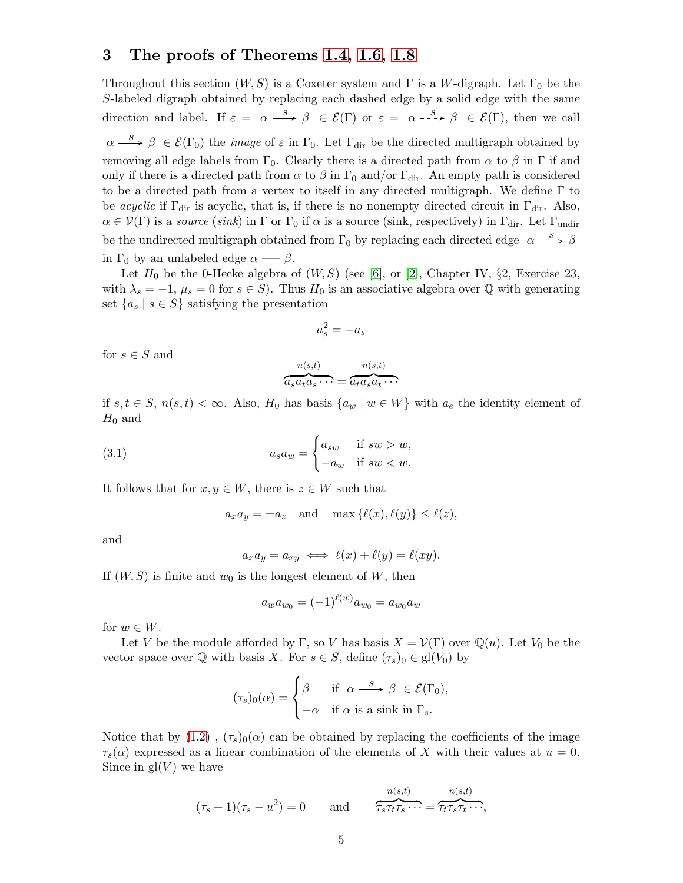## 3 The proofs of Theorems 1.4, 1.6, 1.8

Throughout this section $(W, S)$ is a Coxeter system and $\Gamma$ is a $W$-digraph. Let $\Gamma_0$ be the $S$-labeled digraph obtained by replacing each dashed edge by a solid edge with the same direction and label. If $\varepsilon = \alpha \xrightarrow{s} \beta \in \mathcal{E}(\Gamma)$ or $\varepsilon = \alpha \overset{s}{\dashrightarrow} \beta \in \mathcal{E}(\Gamma)$, then we call $\alpha \xrightarrow{s} \beta \in \mathcal{E}(\Gamma_0)$ the *image* of $\varepsilon$ in $\Gamma_0$. Let $\Gamma_{\mathrm{dir}}$ be the directed multigraph obtained by removing all edge labels from $\Gamma_0$. Clearly there is a directed path from $\alpha$ to $\beta$ in $\Gamma$ if and only if there is a directed path from $\alpha$ to $\beta$ in $\Gamma_0$ and/or $\Gamma_{\mathrm{dir}}$. An empty path is considered to be a directed path from a vertex to itself in any directed multigraph. We define $\Gamma$ to be *acyclic* if $\Gamma_{\mathrm{dir}}$ is acyclic, that is, if there is no nonempty directed circuit in $\Gamma_{\mathrm{dir}}$. Also, $\alpha \in \mathcal{V}(\Gamma)$ is a *source* (*sink*) in $\Gamma$ or $\Gamma_0$ if $\alpha$ is a source (sink, respectively) in $\Gamma_{\mathrm{dir}}$. Let $\Gamma_{\mathrm{undir}}$ be the undirected multigraph obtained from $\Gamma_0$ by replacing each directed edge $\alpha \xrightarrow{s} \beta$ in $\Gamma_0$ by an unlabeled edge $\alpha — \beta$.

Let $H_0$ be the 0-Hecke algebra of $(W, S)$ (see [6], or [2], Chapter IV, §2, Exercise 23, with $\lambda_s = -1$, $\mu_s = 0$ for $s \in S$). Thus $H_0$ is an associative algebra over $\mathbb{Q}$ with generating set $\{a_s \mid s \in S\}$ satisfying the presentation

$$a_s^2 = -a_s$$

for $s \in S$ and

$$\overbrace{a_s a_t a_s \cdots}^{n(s,t)} = \overbrace{a_t a_s a_t \cdots}^{n(s,t)}$$

if $s, t \in S$, $n(s,t) < \infty$. Also, $H_0$ has basis $\{a_w \mid w \in W\}$ with $a_e$ the identity element of $H_0$ and

$$a_s a_w = \begin{cases} a_{sw} & \text{if } sw > w, \\ -a_w & \text{if } sw < w. \end{cases} \tag{3.1}$$

It follows that for $x, y \in W$, there is $z \in W$ such that

$$a_x a_y = \pm a_z \quad \text{and} \quad \max\{\ell(x), \ell(y)\} \leq \ell(z),$$

and

$$a_x a_y = a_{xy} \iff \ell(x) + \ell(y) = \ell(xy).$$

If $(W, S)$ is finite and $w_0$ is the longest element of $W$, then

$$a_w a_{w_0} = (-1)^{\ell(w)} a_{w_0} = a_{w_0} a_w$$

for $w \in W$.

Let $V$ be the module afforded by $\Gamma$, so $V$ has basis $X = \mathcal{V}(\Gamma)$ over $\mathbb{Q}(u)$. Let $V_0$ be the vector space over $\mathbb{Q}$ with basis $X$. For $s \in S$, define $(\tau_s)_0 \in \mathrm{gl}(V_0)$ by

$$(\tau_s)_0(\alpha) = \begin{cases} \beta & \text{if } \alpha \xrightarrow{s} \beta \in \mathcal{E}(\Gamma_0), \\ -\alpha & \text{if } \alpha \text{ is a sink in } \Gamma_s. \end{cases}$$

Notice that by (1.2), $(\tau_s)_0(\alpha)$ can be obtained by replacing the coefficients of the image $\tau_s(\alpha)$ expressed as a linear combination of the elements of $X$ with their values at $u = 0$. Since in $\mathrm{gl}(V)$ we have

$$(\tau_s + 1)(\tau_s - u^2) = 0 \qquad \text{and} \qquad \overbrace{\tau_s \tau_t \tau_s \cdots}^{n(s,t)} = \overbrace{\tau_t \tau_s \tau_t \cdots}^{n(s,t)},$$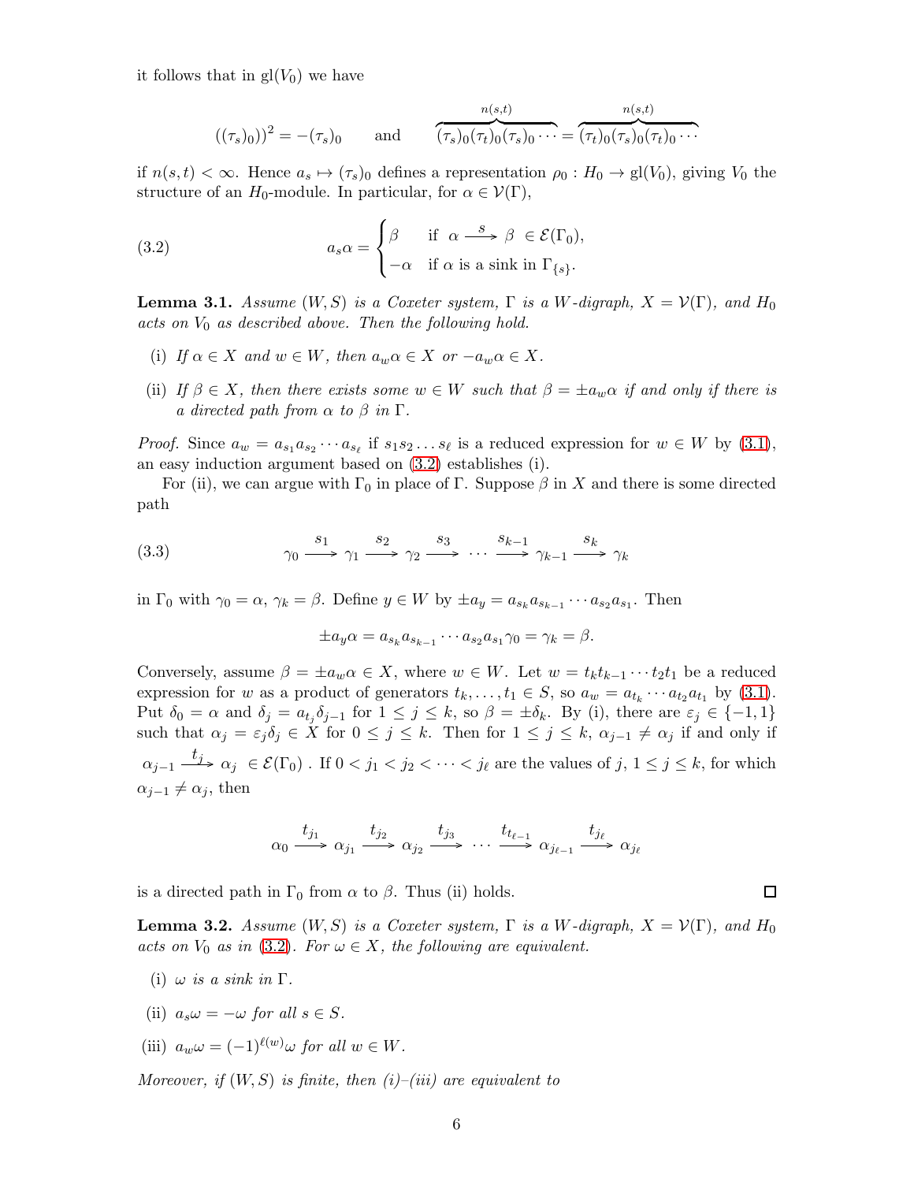it follows that in $\mathrm{gl}(V_0)$ we have

$$((\tau_s)_0))^2 = -(\tau_s)_0 \qquad \text{and} \qquad \overbrace{(\tau_s)_0(\tau_t)_0(\tau_s)_0\cdots}^{n(s,t)} = \overbrace{(\tau_t)_0(\tau_s)_0(\tau_t)_0\cdots}^{n(s,t)}$$

if $n(s,t) < \infty$. Hence $a_s \mapsto (\tau_s)_0$ defines a representation $\rho_0 : H_0 \to \mathrm{gl}(V_0)$, giving $V_0$ the structure of an $H_0$-module. In particular, for $\alpha \in \mathcal{V}(\Gamma)$,

$$a_s\alpha = \begin{cases} \beta & \text{if } \ \alpha \xrightarrow{\ s\ } \beta \ \in \mathcal{E}(\Gamma_0), \\ -\alpha & \text{if } \alpha \text{ is a sink in } \Gamma_{\{s\}}. \end{cases} \tag{3.2}$$

**Lemma 3.1.** *Assume $(W,S)$ is a Coxeter system, $\Gamma$ is a $W$-digraph, $X = \mathcal{V}(\Gamma)$, and $H_0$ acts on $V_0$ as described above. Then the following hold.*

- (i) *If $\alpha \in X$ and $w \in W$, then $a_w\alpha \in X$ or $-a_w\alpha \in X$.*
- (ii) *If $\beta \in X$, then there exists some $w \in W$ such that $\beta = \pm a_w\alpha$ if and only if there is a directed path from $\alpha$ to $\beta$ in $\Gamma$.*

*Proof.* Since $a_w = a_{s_1}a_{s_2}\cdots a_{s_\ell}$ if $s_1s_2\ldots s_\ell$ is a reduced expression for $w \in W$ by (3.1), an easy induction argument based on (3.2) establishes (i).

For (ii), we can argue with $\Gamma_0$ in place of $\Gamma$. Suppose $\beta$ in $X$ and there is some directed path

$$\gamma_0 \xrightarrow{\ s_1\ } \gamma_1 \xrightarrow{\ s_2\ } \gamma_2 \xrightarrow{\ s_3\ } \cdots \xrightarrow{\ s_{k-1}\ } \gamma_{k-1} \xrightarrow{\ s_k\ } \gamma_k \tag{3.3}$$

in $\Gamma_0$ with $\gamma_0 = \alpha$, $\gamma_k = \beta$. Define $y \in W$ by $\pm a_y = a_{s_k}a_{s_{k-1}}\cdots a_{s_2}a_{s_1}$. Then

$$\pm a_y\alpha = a_{s_k}a_{s_{k-1}}\cdots a_{s_2}a_{s_1}\gamma_0 = \gamma_k = \beta.$$

Conversely, assume $\beta = \pm a_w\alpha \in X$, where $w \in W$. Let $w = t_kt_{k-1}\cdots t_2t_1$ be a reduced expression for $w$ as a product of generators $t_k, \ldots, t_1 \in S$, so $a_w = a_{t_k}\cdots a_{t_2}a_{t_1}$ by (3.1). Put $\delta_0 = \alpha$ and $\delta_j = a_{t_j}\delta_{j-1}$ for $1 \le j \le k$, so $\beta = \pm\delta_k$. By (i), there are $\varepsilon_j \in \{-1,1\}$ such that $\alpha_j = \varepsilon_j\delta_j \in X$ for $0 \le j \le k$. Then for $1 \le j \le k$, $\alpha_{j-1} \neq \alpha_j$ if and only if $\alpha_{j-1} \xrightarrow{\ t_j\ } \alpha_j \ \in \mathcal{E}(\Gamma_0)$ . If $0 < j_1 < j_2 < \cdots < j_\ell$ are the values of $j$, $1 \le j \le k$, for which $\alpha_{j-1} \neq \alpha_j$, then

$$\alpha_0 \xrightarrow{\ t_{j_1}\ } \alpha_{j_1} \xrightarrow{\ t_{j_2}\ } \alpha_{j_2} \xrightarrow{\ t_{j_3}\ } \cdots \xrightarrow{\ t_{t_{\ell-1}}\ } \alpha_{j_{\ell-1}} \xrightarrow{\ t_{j_\ell}\ } \alpha_{j_\ell}$$

is a directed path in $\Gamma_0$ from $\alpha$ to $\beta$. Thus (ii) holds. $\square$

**Lemma 3.2.** *Assume $(W,S)$ is a Coxeter system, $\Gamma$ is a $W$-digraph, $X = \mathcal{V}(\Gamma)$, and $H_0$ acts on $V_0$ as in (3.2). For $\omega \in X$, the following are equivalent.*

- (i) *$\omega$ is a sink in $\Gamma$.*
- (ii) *$a_s\omega = -\omega$ for all $s \in S$.*
- (iii) *$a_w\omega = (-1)^{\ell(w)}\omega$ for all $w \in W$.*

*Moreover, if $(W,S)$ is finite, then (i)–(iii) are equivalent to*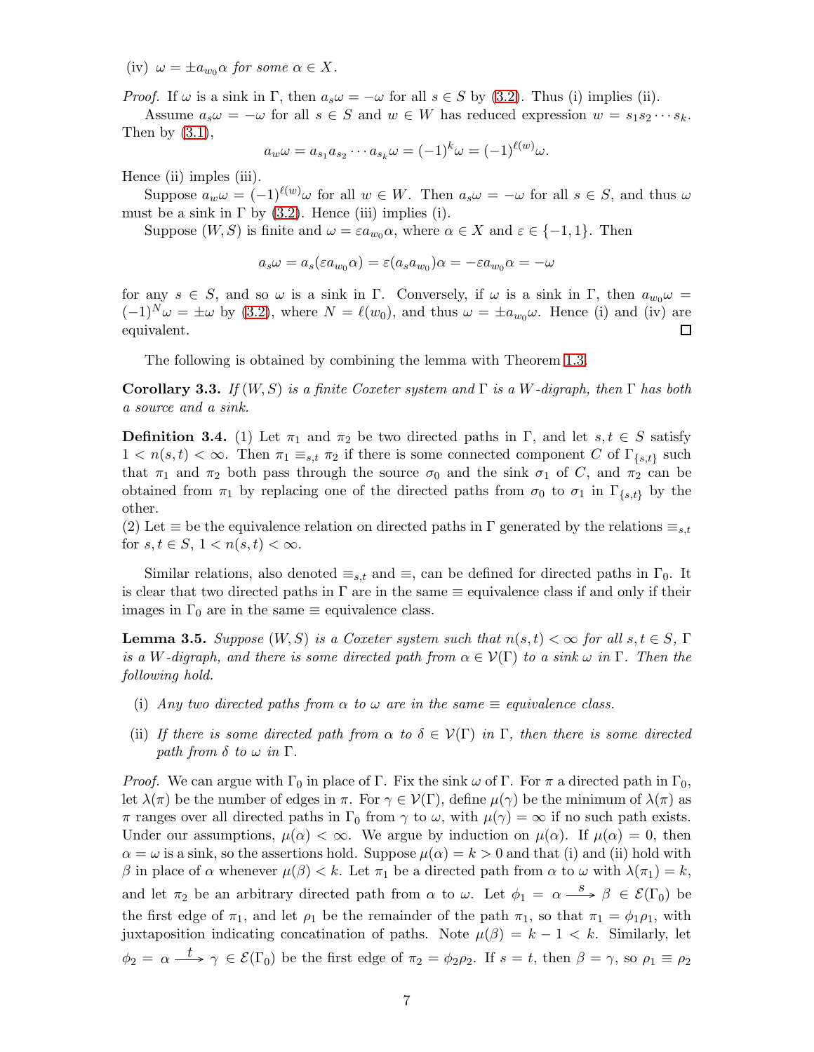(iv) $\omega = \pm a_{w_0}\alpha$ *for some* $\alpha \in X$.

*Proof.* If $\omega$ is a sink in $\Gamma$, then $a_s\omega = -\omega$ for all $s \in S$ by (3.2). Thus (i) implies (ii).

Assume $a_s\omega = -\omega$ for all $s \in S$ and $w \in W$ has reduced expression $w = s_1 s_2 \cdots s_k$. Then by (3.1),

$$a_w\omega = a_{s_1}a_{s_2}\cdots a_{s_k}\omega = (-1)^k\omega = (-1)^{\ell(w)}\omega.$$

Hence (ii) imples (iii).

Suppose $a_w\omega = (-1)^{\ell(w)}\omega$ for all $w \in W$. Then $a_s\omega = -\omega$ for all $s \in S$, and thus $\omega$ must be a sink in $\Gamma$ by (3.2). Hence (iii) implies (i).

Suppose $(W,S)$ is finite and $\omega = \varepsilon a_{w_0}\alpha$, where $\alpha \in X$ and $\varepsilon \in \{-1, 1\}$. Then

$$a_s\omega = a_s(\varepsilon a_{w_0}\alpha) = \varepsilon(a_s a_{w_0})\alpha = -\varepsilon a_{w_0}\alpha = -\omega$$

for any $s \in S$, and so $\omega$ is a sink in $\Gamma$. Conversely, if $\omega$ is a sink in $\Gamma$, then $a_{w_0}\omega = (-1)^N\omega = \pm\omega$ by (3.2), where $N = \ell(w_0)$, and thus $\omega = \pm a_{w_0}\omega$. Hence (i) and (iv) are equivalent. ∎

The following is obtained by combining the lemma with Theorem 1.3.

**Corollary 3.3.** *If $(W,S)$ is a finite Coxeter system and $\Gamma$ is a $W$-digraph, then $\Gamma$ has both a source and a sink.*

**Definition 3.4.** (1) Let $\pi_1$ and $\pi_2$ be two directed paths in $\Gamma$, and let $s,t \in S$ satisfy $1 < n(s,t) < \infty$. Then $\pi_1 \equiv_{s,t} \pi_2$ if there is some connected component $C$ of $\Gamma_{\{s,t\}}$ such that $\pi_1$ and $\pi_2$ both pass through the source $\sigma_0$ and the sink $\sigma_1$ of $C$, and $\pi_2$ can be obtained from $\pi_1$ by replacing one of the directed paths from $\sigma_0$ to $\sigma_1$ in $\Gamma_{\{s,t\}}$ by the other.
(2) Let $\equiv$ be the equivalence relation on directed paths in $\Gamma$ generated by the relations $\equiv_{s,t}$ for $s,t \in S$, $1 < n(s,t) < \infty$.

Similar relations, also denoted $\equiv_{s,t}$ and $\equiv$, can be defined for directed paths in $\Gamma_0$. It is clear that two directed paths in $\Gamma$ are in the same $\equiv$ equivalence class if and only if their images in $\Gamma_0$ are in the same $\equiv$ equivalence class.

**Lemma 3.5.** *Suppose $(W,S)$ is a Coxeter system such that $n(s,t) < \infty$ for all $s,t \in S$, $\Gamma$ is a $W$-digraph, and there is some directed path from $\alpha \in \mathcal{V}(\Gamma)$ to a sink $\omega$ in $\Gamma$. Then the following hold.*

(i) *Any two directed paths from $\alpha$ to $\omega$ are in the same $\equiv$ equivalence class.*

(ii) *If there is some directed path from $\alpha$ to $\delta \in \mathcal{V}(\Gamma)$ in $\Gamma$, then there is some directed path from $\delta$ to $\omega$ in $\Gamma$.*

*Proof.* We can argue with $\Gamma_0$ in place of $\Gamma$. Fix the sink $\omega$ of $\Gamma$. For $\pi$ a directed path in $\Gamma_0$, let $\lambda(\pi)$ be the number of edges in $\pi$. For $\gamma \in \mathcal{V}(\Gamma)$, define $\mu(\gamma)$ be the minimum of $\lambda(\pi)$ as $\pi$ ranges over all directed paths in $\Gamma_0$ from $\gamma$ to $\omega$, with $\mu(\gamma) = \infty$ if no such path exists. Under our assumptions, $\mu(\alpha) < \infty$. We argue by induction on $\mu(\alpha)$. If $\mu(\alpha) = 0$, then $\alpha = \omega$ is a sink, so the assertions hold. Suppose $\mu(\alpha) = k > 0$ and that (i) and (ii) hold with $\beta$ in place of $\alpha$ whenever $\mu(\beta) < k$. Let $\pi_1$ be a directed path from $\alpha$ to $\omega$ with $\lambda(\pi_1) = k$, and let $\pi_2$ be an arbitrary directed path from $\alpha$ to $\omega$. Let $\phi_1 = \alpha \xrightarrow{s} \beta \in \mathcal{E}(\Gamma_0)$ be the first edge of $\pi_1$, and let $\rho_1$ be the remainder of the path $\pi_1$, so that $\pi_1 = \phi_1\rho_1$, with juxtaposition indicating concatination of paths. Note $\mu(\beta) = k - 1 < k$. Similarly, let $\phi_2 = \alpha \xrightarrow{t} \gamma \in \mathcal{E}(\Gamma_0)$ be the first edge of $\pi_2 = \phi_2\rho_2$. If $s = t$, then $\beta = \gamma$, so $\rho_1 \equiv \rho_2$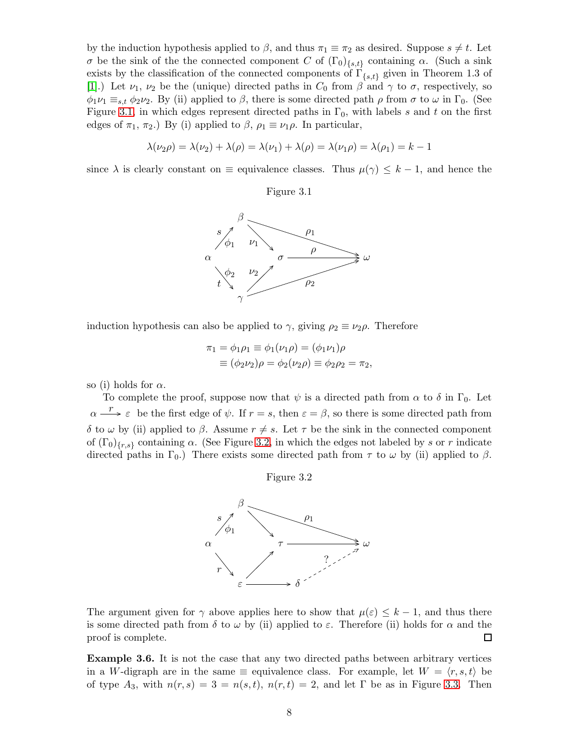by the induction hypothesis applied to $\beta$, and thus $\pi_1 \equiv \pi_2$ as desired. Suppose $s \neq t$. Let $\sigma$ be the sink of the the connected component $C$ of $(\Gamma_0)_{\{s,t\}}$ containing $\alpha$. (Such a sink exists by the classification of the connected components of $\Gamma_{\{s,t\}}$ given in Theorem 1.3 of [1].) Let $\nu_1$, $\nu_2$ be the (unique) directed paths in $C_0$ from $\beta$ and $\gamma$ to $\sigma$, respectively, so $\phi_1\nu_1 \equiv_{s,t} \phi_2\nu_2$. By (ii) applied to $\beta$, there is some directed path $\rho$ from $\sigma$ to $\omega$ in $\Gamma_0$. (See Figure 3.1, in which edges represent directed paths in $\Gamma_0$, with labels $s$ and $t$ on the first edges of $\pi_1$, $\pi_2$.) By (i) applied to $\beta$, $\rho_1 \equiv \nu_1\rho$. In particular,

$$\lambda(\nu_2\rho) = \lambda(\nu_2) + \lambda(\rho) = \lambda(\nu_1) + \lambda(\rho) = \lambda(\nu_1\rho) = \lambda(\rho_1) = k-1$$

since $\lambda$ is clearly constant on $\equiv$ equivalence classes. Thus $\mu(\gamma) \leq k-1$, and hence the induction hypothesis can also be applied to $\gamma$, giving $\rho_2 \equiv \nu_2\rho$. Therefore

Figure 3.1

$$\begin{aligned}\pi_1 = \phi_1\rho_1 &\equiv \phi_1(\nu_1\rho) = (\phi_1\nu_1)\rho \\ &\equiv (\phi_2\nu_2)\rho = \phi_2(\nu_2\rho) \equiv \phi_2\rho_2 = \pi_2,\end{aligned}$$

so (i) holds for $\alpha$.

To complete the proof, suppose now that $\psi$ is a directed path from $\alpha$ to $\delta$ in $\Gamma_0$. Let $\alpha \xrightarrow{r} \varepsilon$ be the first edge of $\psi$. If $r = s$, then $\varepsilon = \beta$, so there is some directed path from $\delta$ to $\omega$ by (ii) applied to $\beta$. Assume $r \neq s$. Let $\tau$ be the sink in the connected component of $(\Gamma_0)_{\{r,s\}}$ containing $\alpha$. (See Figure 3.2, in which the edges not labeled by $s$ or $r$ indicate directed paths in $\Gamma_0$.) There exists some directed path from $\tau$ to $\omega$ by (ii) applied to $\beta$.

Figure 3.2

The argument given for $\gamma$ above applies here to show that $\mu(\varepsilon) \leq k-1$, and thus there is some directed path from $\delta$ to $\omega$ by (ii) applied to $\varepsilon$. Therefore (ii) holds for $\alpha$ and the proof is complete. ◻

**Example 3.6.** It is not the case that any two directed paths between arbitrary vertices in a $W$-digraph are in the same $\equiv$ equivalence class. For example, let $W = \langle r, s, t\rangle$ be of type $A_3$, with $n(r,s) = 3 = n(s,t)$, $n(r,t) = 2$, and let $\Gamma$ be as in Figure 3.3. Then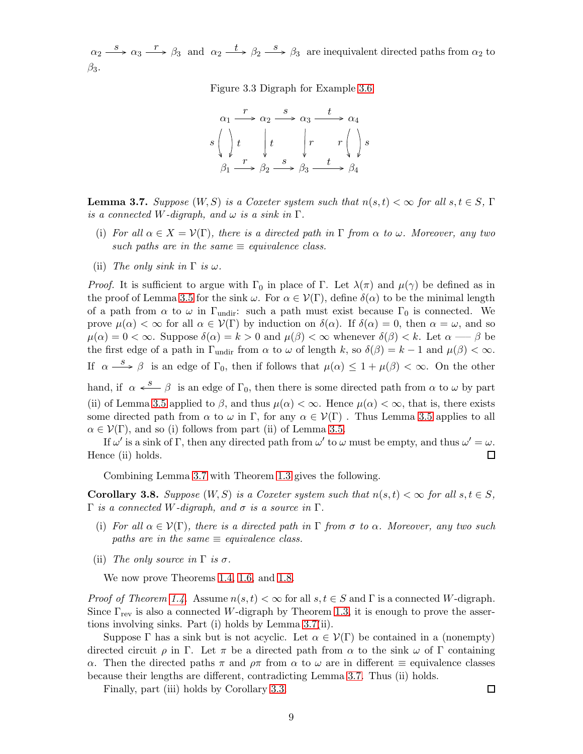$\alpha_2 \xrightarrow{s} \alpha_3 \xrightarrow{r} \beta_3$ and $\alpha_2 \xrightarrow{t} \beta_2 \xrightarrow{s} \beta_3$ are inequivalent directed paths from $\alpha_2$ to $\beta_3$.

Figure 3.3 Digraph for Example 3.6

$$
\begin{array}{ccccccc}
\alpha_1 & \xrightarrow{r} & \alpha_2 & \xrightarrow{s} & \alpha_3 & \xrightarrow{t} & \alpha_4 \\
s \big\downarrow \big\downarrow t & & \big\downarrow t & & \big\downarrow r & & r \big\downarrow \big\downarrow s \\
\beta_1 & \xrightarrow{r} & \beta_2 & \xrightarrow{s} & \beta_3 & \xrightarrow{t} & \beta_4
\end{array}
$$

**Lemma 3.7.** *Suppose $(W, S)$ is a Coxeter system such that $n(s,t) < \infty$ for all $s, t \in S$, $\Gamma$ is a connected $W$-digraph, and $\omega$ is a sink in $\Gamma$.*

- (i) *For all $\alpha \in X = \mathcal{V}(\Gamma)$, there is a directed path in $\Gamma$ from $\alpha$ to $\omega$. Moreover, any two such paths are in the same $\equiv$ equivalence class.*
- (ii) *The only sink in $\Gamma$ is $\omega$.*

*Proof.* It is sufficient to argue with $\Gamma_0$ in place of $\Gamma$. Let $\lambda(\pi)$ and $\mu(\gamma)$ be defined as in the proof of Lemma 3.5 for the sink $\omega$. For $\alpha \in \mathcal{V}(\Gamma)$, define $\delta(\alpha)$ to be the minimal length of a path from $\alpha$ to $\omega$ in $\Gamma_{\text{undir}}$: such a path must exist because $\Gamma_0$ is connected. We prove $\mu(\alpha) < \infty$ for all $\alpha \in \mathcal{V}(\Gamma)$ by induction on $\delta(\alpha)$. If $\delta(\alpha) = 0$, then $\alpha = \omega$, and so $\mu(\alpha) = 0 < \infty$. Suppose $\delta(\alpha) = k > 0$ and $\mu(\beta) < \infty$ whenever $\delta(\beta) < k$. Let $\alpha$ —— $\beta$ be the first edge of a path in $\Gamma_{\text{undir}}$ from $\alpha$ to $\omega$ of length $k$, so $\delta(\beta) = k - 1$ and $\mu(\beta) < \infty$. If $\alpha \xrightarrow{s} \beta$ is an edge of $\Gamma_0$, then if follows that $\mu(\alpha) \leq 1 + \mu(\beta) < \infty$. On the other hand, if $\alpha \xleftarrow{s} \beta$ is an edge of $\Gamma_0$, then there is some directed path from $\alpha$ to $\omega$ by part (ii) of Lemma 3.5 applied to $\beta$, and thus $\mu(\alpha) < \infty$. Hence $\mu(\alpha) < \infty$, that is, there exists some directed path from $\alpha$ to $\omega$ in $\Gamma$, for any $\alpha \in \mathcal{V}(\Gamma)$ . Thus Lemma 3.5 applies to all $\alpha \in \mathcal{V}(\Gamma)$, and so (i) follows from part (ii) of Lemma 3.5.

If $\omega'$ is a sink of $\Gamma$, then any directed path from $\omega'$ to $\omega$ must be empty, and thus $\omega' = \omega$. Hence (ii) holds. □

Combining Lemma 3.7 with Theorem 1.3 gives the following.

**Corollary 3.8.** *Suppose $(W, S)$ is a Coxeter system such that $n(s,t) < \infty$ for all $s, t \in S$, $\Gamma$ is a connected $W$-digraph, and $\sigma$ is a source in $\Gamma$.*

- (i) *For all $\alpha \in \mathcal{V}(\Gamma)$, there is a directed path in $\Gamma$ from $\sigma$ to $\alpha$. Moreover, any two such paths are in the same $\equiv$ equivalence class.*
- (ii) *The only source in $\Gamma$ is $\sigma$.*

We now prove Theorems 1.4, 1.6, and 1.8.

*Proof of Theorem 1.4.* Assume $n(s,t) < \infty$ for all $s, t \in S$ and $\Gamma$ is a connected $W$-digraph. Since $\Gamma_{\text{rev}}$ is also a connected $W$-digraph by Theorem 1.3, it is enough to prove the assertions involving sinks. Part (i) holds by Lemma 3.7(ii).

Suppose $\Gamma$ has a sink but is not acyclic. Let $\alpha \in \mathcal{V}(\Gamma)$ be contained in a (nonempty) directed circuit $\rho$ in $\Gamma$. Let $\pi$ be a directed path from $\alpha$ to the sink $\omega$ of $\Gamma$ containing $\alpha$. Then the directed paths $\pi$ and $\rho\pi$ from $\alpha$ to $\omega$ are in different $\equiv$ equivalence classes because their lengths are different, contradicting Lemma 3.7. Thus (ii) holds.

Finally, part (iii) holds by Corollary 3.3. □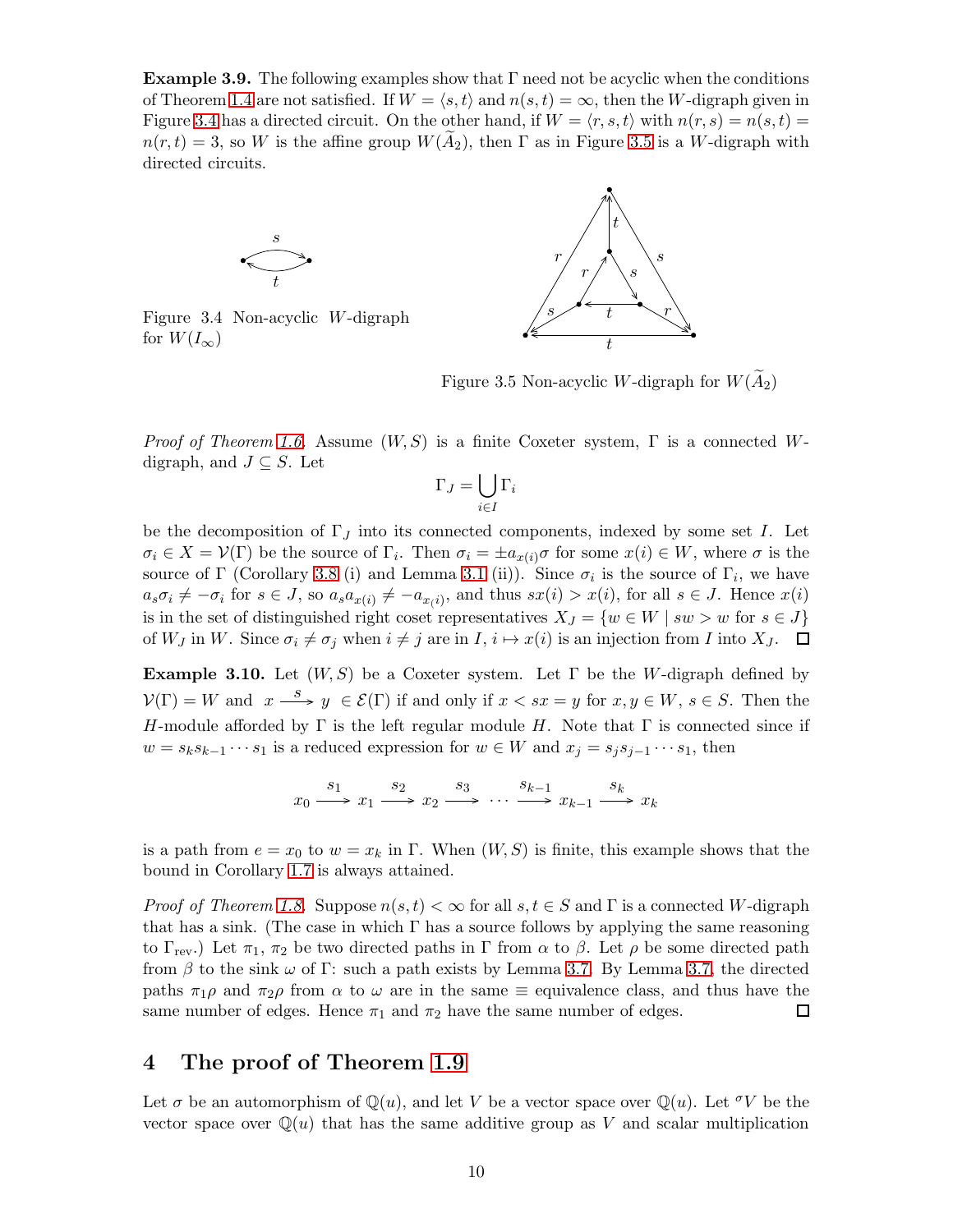**Example 3.9.** The following examples show that $\Gamma$ need not be acyclic when the conditions of Theorem 1.4 are not satisfied. If $W = \langle s, t\rangle$ and $n(s,t) = \infty$, then the $W$-digraph given in Figure 3.4 has a directed circuit. On the other hand, if $W = \langle r, s, t\rangle$ with $n(r,s) = n(s,t) = n(r,t) = 3$, so $W$ is the affine group $W(\widetilde{A}_2)$, then $\Gamma$ as in Figure 3.5 is a $W$-digraph with directed circuits.

Figure 3.4 Non-acyclic $W$-digraph for $W(I_\infty)$

Figure 3.5 Non-acyclic $W$-digraph for $W(\widetilde{A}_2)$

*Proof of Theorem 1.6.* Assume $(W, S)$ is a finite Coxeter system, $\Gamma$ is a connected $W$-digraph, and $J \subseteq S$. Let

$$\Gamma_J = \bigcup_{i \in I} \Gamma_i$$

be the decomposition of $\Gamma_J$ into its connected components, indexed by some set $I$. Let $\sigma_i \in X = \mathcal{V}(\Gamma)$ be the source of $\Gamma_i$. Then $\sigma_i = \pm a_{x(i)}\sigma$ for some $x(i) \in W$, where $\sigma$ is the source of $\Gamma$ (Corollary 3.8 (i) and Lemma 3.1 (ii)). Since $\sigma_i$ is the source of $\Gamma_i$, we have $a_s\sigma_i \neq -\sigma_i$ for $s \in J$, so $a_s a_{x(i)} \neq -a_{x(i)}$, and thus $sx(i) > x(i)$, for all $s \in J$. Hence $x(i)$ is in the set of distinguished right coset representatives $X_J = \{w \in W \mid sw > w \text{ for } s \in J\}$ of $W_J$ in $W$. Since $\sigma_i \neq \sigma_j$ when $i \neq j$ are in $I$, $i \mapsto x(i)$ is an injection from $I$ into $X_J$. $\square$

**Example 3.10.** Let $(W, S)$ be a Coxeter system. Let $\Gamma$ be the $W$-digraph defined by $\mathcal{V}(\Gamma) = W$ and $x \xrightarrow{s} y \in \mathcal{E}(\Gamma)$ if and only if $x < sx = y$ for $x, y \in W$, $s \in S$. Then the $H$-module afforded by $\Gamma$ is the left regular module $H$. Note that $\Gamma$ is connected since if $w = s_k s_{k-1} \cdots s_1$ is a reduced expression for $w \in W$ and $x_j = s_j s_{j-1} \cdots s_1$, then

$$x_0 \xrightarrow{s_1} x_1 \xrightarrow{s_2} x_2 \xrightarrow{s_3} \cdots \xrightarrow{s_{k-1}} x_{k-1} \xrightarrow{s_k} x_k$$

is a path from $e = x_0$ to $w = x_k$ in $\Gamma$. When $(W, S)$ is finite, this example shows that the bound in Corollary 1.7 is always attained.

*Proof of Theorem 1.8.* Suppose $n(s,t) < \infty$ for all $s, t \in S$ and $\Gamma$ is a connected $W$-digraph that has a sink. (The case in which $\Gamma$ has a source follows by applying the same reasoning to $\Gamma_{\mathrm{rev}}$.) Let $\pi_1$, $\pi_2$ be two directed paths in $\Gamma$ from $\alpha$ to $\beta$. Let $\rho$ be some directed path from $\beta$ to the sink $\omega$ of $\Gamma$: such a path exists by Lemma 3.7. By Lemma 3.7, the directed paths $\pi_1\rho$ and $\pi_2\rho$ from $\alpha$ to $\omega$ are in the same $\equiv$ equivalence class, and thus have the same number of edges. Hence $\pi_1$ and $\pi_2$ have the same number of edges. $\square$

## 4 The proof of Theorem 1.9

Let $\sigma$ be an automorphism of $\mathbb{Q}(u)$, and let $V$ be a vector space over $\mathbb{Q}(u)$. Let ${}^\sigma V$ be the vector space over $\mathbb{Q}(u)$ that has the same additive group as $V$ and scalar multiplication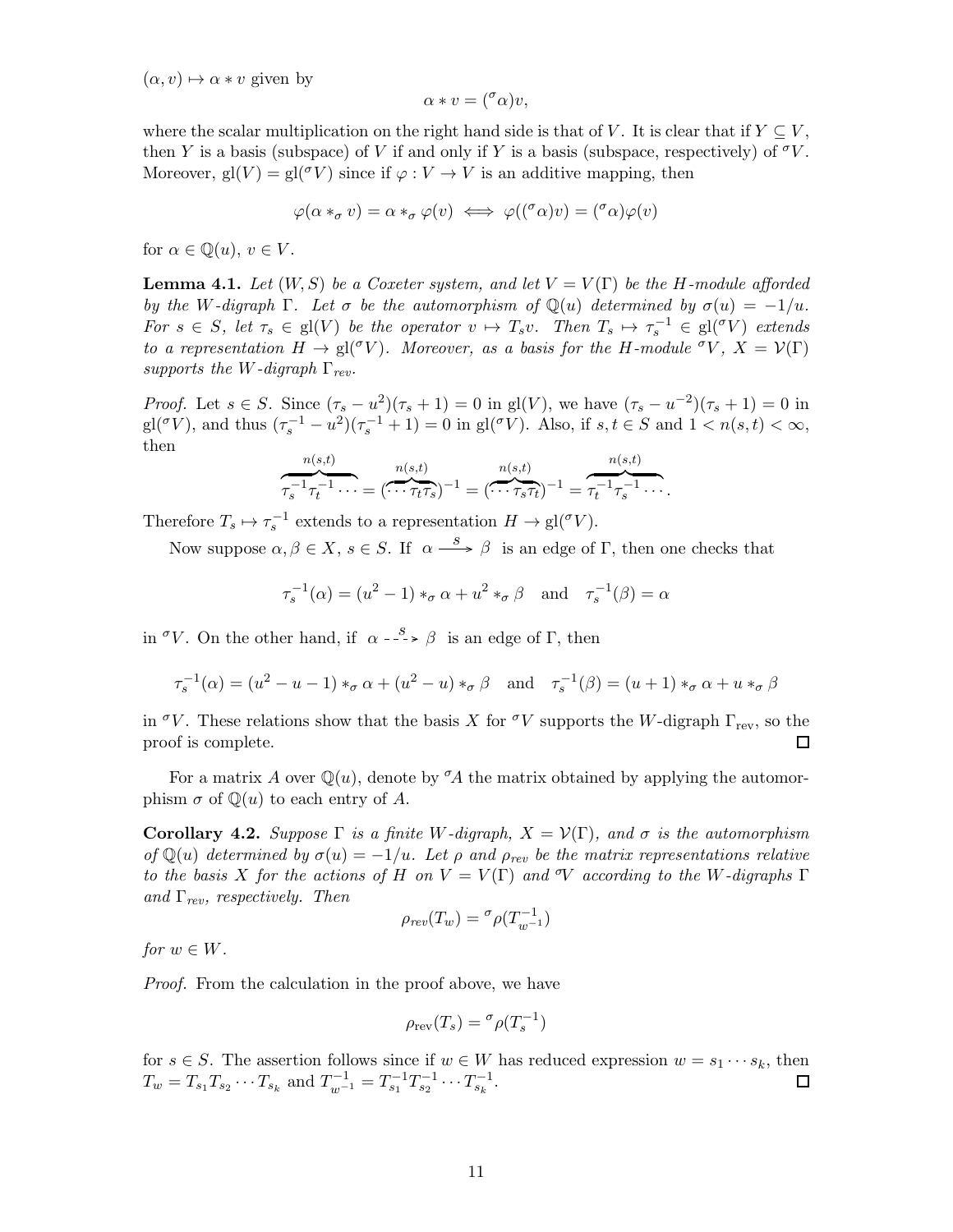$(\alpha, v) \mapsto \alpha * v$ given by

$$\alpha * v = ({}^{\sigma}\alpha)v,$$

where the scalar multiplication on the right hand side is that of $V$. It is clear that if $Y \subseteq V$, then $Y$ is a basis (subspace) of $V$ if and only if $Y$ is a basis (subspace, respectively) of ${}^{\sigma}V$. Moreover, $\mathrm{gl}(V) = \mathrm{gl}({}^{\sigma}V)$ since if $\varphi : V \to V$ is an additive mapping, then

$$\varphi(\alpha *_{\sigma} v) = \alpha *_{\sigma} \varphi(v) \iff \varphi(({}^{\sigma}\alpha)v) = ({}^{\sigma}\alpha)\varphi(v)$$

for $\alpha \in \mathbb{Q}(u)$, $v \in V$.

**Lemma 4.1.** *Let $(W, S)$ be a Coxeter system, and let $V = V(\Gamma)$ be the $H$-module afforded by the $W$-digraph $\Gamma$. Let $\sigma$ be the automorphism of $\mathbb{Q}(u)$ determined by $\sigma(u) = -1/u$. For $s \in S$, let $\tau_s \in \mathrm{gl}(V)$ be the operator $v \mapsto T_s v$. Then $T_s \mapsto \tau_s^{-1} \in \mathrm{gl}({}^{\sigma}V)$ extends to a representation $H \to \mathrm{gl}({}^{\sigma}V)$. Moreover, as a basis for the $H$-module ${}^{\sigma}V$, $X = \mathcal{V}(\Gamma)$ supports the $W$-digraph $\Gamma_{rev}$.*

*Proof.* Let $s \in S$. Since $(\tau_s - u^2)(\tau_s + 1) = 0$ in $\mathrm{gl}(V)$, we have $(\tau_s - u^{-2})(\tau_s + 1) = 0$ in $\mathrm{gl}({}^{\sigma}V)$, and thus $(\tau_s^{-1} - u^2)(\tau_s^{-1} + 1) = 0$ in $\mathrm{gl}({}^{\sigma}V)$. Also, if $s, t \in S$ and $1 < n(s,t) < \infty$, then

$$\overbrace{\tau_s^{-1}\tau_t^{-1}\cdots}^{n(s,t)} = (\overbrace{\cdots\tau_t\tau_s}^{n(s,t)})^{-1} = (\overbrace{\cdots\tau_s\tau_t}^{n(s,t)})^{-1} = \overbrace{\tau_t^{-1}\tau_s^{-1}\cdots}^{n(s,t)}.$$

Therefore $T_s \mapsto \tau_s^{-1}$ extends to a representation $H \to \mathrm{gl}({}^{\sigma}V)$.

Now suppose $\alpha, \beta \in X$, $s \in S$. If $\alpha \xrightarrow{\;s\;} \beta$ is an edge of $\Gamma$, then one checks that

$$\tau_s^{-1}(\alpha) = (u^2 - 1) *_{\sigma} \alpha + u^2 *_{\sigma} \beta \quad \text{and} \quad \tau_s^{-1}(\beta) = \alpha$$

in ${}^{\sigma}V$. On the other hand, if $\alpha \overset{s}{\dashrightarrow} \beta$ is an edge of $\Gamma$, then

$$\tau_s^{-1}(\alpha) = (u^2 - u - 1) *_{\sigma} \alpha + (u^2 - u) *_{\sigma} \beta \quad \text{and} \quad \tau_s^{-1}(\beta) = (u+1) *_{\sigma} \alpha + u *_{\sigma} \beta$$

in ${}^{\sigma}V$. These relations show that the basis $X$ for ${}^{\sigma}V$ supports the $W$-digraph $\Gamma_{\mathrm{rev}}$, so the proof is complete. ∎

For a matrix $A$ over $\mathbb{Q}(u)$, denote by ${}^{\sigma}A$ the matrix obtained by applying the automorphism $\sigma$ of $\mathbb{Q}(u)$ to each entry of $A$.

**Corollary 4.2.** *Suppose $\Gamma$ is a finite $W$-digraph, $X = \mathcal{V}(\Gamma)$, and $\sigma$ is the automorphism of $\mathbb{Q}(u)$ determined by $\sigma(u) = -1/u$. Let $\rho$ and $\rho_{rev}$ be the matrix representations relative to the basis $X$ for the actions of $H$ on $V = V(\Gamma)$ and ${}^{\sigma}V$ according to the $W$-digraphs $\Gamma$ and $\Gamma_{rev}$, respectively. Then*

$$\rho_{rev}(T_w) = {}^{\sigma}\rho(T_{w^{-1}}^{-1})$$

*for $w \in W$.*

*Proof.* From the calculation in the proof above, we have

$$\rho_{\mathrm{rev}}(T_s) = {}^{\sigma}\rho(T_s^{-1})$$

for $s \in S$. The assertion follows since if $w \in W$ has reduced expression $w = s_1 \cdots s_k$, then $T_w = T_{s_1}T_{s_2}\cdots T_{s_k}$ and $T_{w^{-1}}^{-1} = T_{s_1}^{-1}T_{s_2}^{-1}\cdots T_{s_k}^{-1}$. ∎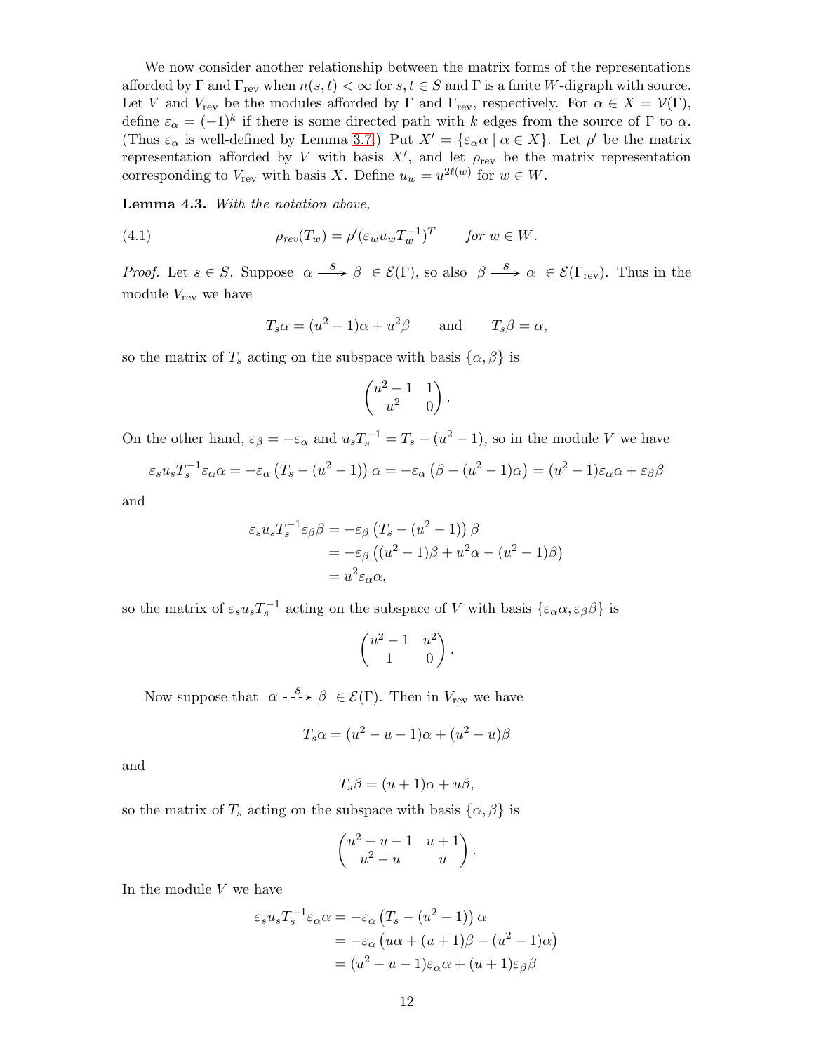We now consider another relationship between the matrix forms of the representations afforded by $\Gamma$ and $\Gamma_{\mathrm{rev}}$ when $n(s,t) < \infty$ for $s, t \in S$ and $\Gamma$ is a finite $W$-digraph with source. Let $V$ and $V_{\mathrm{rev}}$ be the modules afforded by $\Gamma$ and $\Gamma_{\mathrm{rev}}$, respectively. For $\alpha \in X = \mathcal{V}(\Gamma)$, define $\varepsilon_\alpha = (-1)^k$ if there is some directed path with $k$ edges from the source of $\Gamma$ to $\alpha$. (Thus $\varepsilon_\alpha$ is well-defined by Lemma 3.7.) Put $X' = \{\varepsilon_\alpha \alpha \mid \alpha \in X\}$. Let $\rho'$ be the matrix representation afforded by $V$ with basis $X'$, and let $\rho_{\mathrm{rev}}$ be the matrix representation corresponding to $V_{\mathrm{rev}}$ with basis $X$. Define $u_w = u^{2\ell(w)}$ for $w \in W$.

**Lemma 4.3.** *With the notation above,*

$$\rho_{rev}(T_w) = \rho'(\varepsilon_w u_w T_w^{-1})^T \qquad \textit{for } w \in W. \tag{4.1}$$

*Proof.* Let $s \in S$. Suppose $\alpha \xrightarrow{s} \beta \in \mathcal{E}(\Gamma)$, so also $\beta \xrightarrow{s} \alpha \in \mathcal{E}(\Gamma_{\mathrm{rev}})$. Thus in the module $V_{\mathrm{rev}}$ we have

$$T_s\alpha = (u^2-1)\alpha + u^2\beta \qquad \text{and} \qquad T_s\beta = \alpha,$$

so the matrix of $T_s$ acting on the subspace with basis $\{\alpha, \beta\}$ is

$$\begin{pmatrix} u^2-1 & 1 \\ u^2 & 0 \end{pmatrix}.$$

On the other hand, $\varepsilon_\beta = -\varepsilon_\alpha$ and $u_s T_s^{-1} = T_s - (u^2-1)$, so in the module $V$ we have

$$\varepsilon_s u_s T_s^{-1}\varepsilon_\alpha\alpha = -\varepsilon_\alpha\left(T_s - (u^2-1)\right)\alpha = -\varepsilon_\alpha\left(\beta - (u^2-1)\alpha\right) = (u^2-1)\varepsilon_\alpha\alpha + \varepsilon_\beta\beta$$

and

$$\begin{aligned}
\varepsilon_s u_s T_s^{-1}\varepsilon_\beta\beta &= -\varepsilon_\beta\left(T_s - (u^2-1)\right)\beta \\
&= -\varepsilon_\beta\left((u^2-1)\beta + u^2\alpha - (u^2-1)\beta\right) \\
&= u^2\varepsilon_\alpha\alpha,
\end{aligned}$$

so the matrix of $\varepsilon_s u_s T_s^{-1}$ acting on the subspace of $V$ with basis $\{\varepsilon_\alpha\alpha, \varepsilon_\beta\beta\}$ is

$$\begin{pmatrix} u^2-1 & u^2 \\ 1 & 0 \end{pmatrix}.$$

Now suppose that $\alpha \overset{s}{\dashrightarrow} \beta \in \mathcal{E}(\Gamma)$. Then in $V_{\mathrm{rev}}$ we have

$$T_s\alpha = (u^2-u-1)\alpha + (u^2-u)\beta$$

and

$$T_s\beta = (u+1)\alpha + u\beta,$$

so the matrix of $T_s$ acting on the subspace with basis $\{\alpha, \beta\}$ is

$$\begin{pmatrix} u^2-u-1 & u+1 \\ u^2-u & u \end{pmatrix}.$$

In the module $V$ we have

$$\begin{aligned}
\varepsilon_s u_s T_s^{-1}\varepsilon_\alpha\alpha &= -\varepsilon_\alpha\left(T_s - (u^2-1)\right)\alpha \\
&= -\varepsilon_\alpha\left(u\alpha + (u+1)\beta - (u^2-1)\alpha\right) \\
&= (u^2-u-1)\varepsilon_\alpha\alpha + (u+1)\varepsilon_\beta\beta
\end{aligned}$$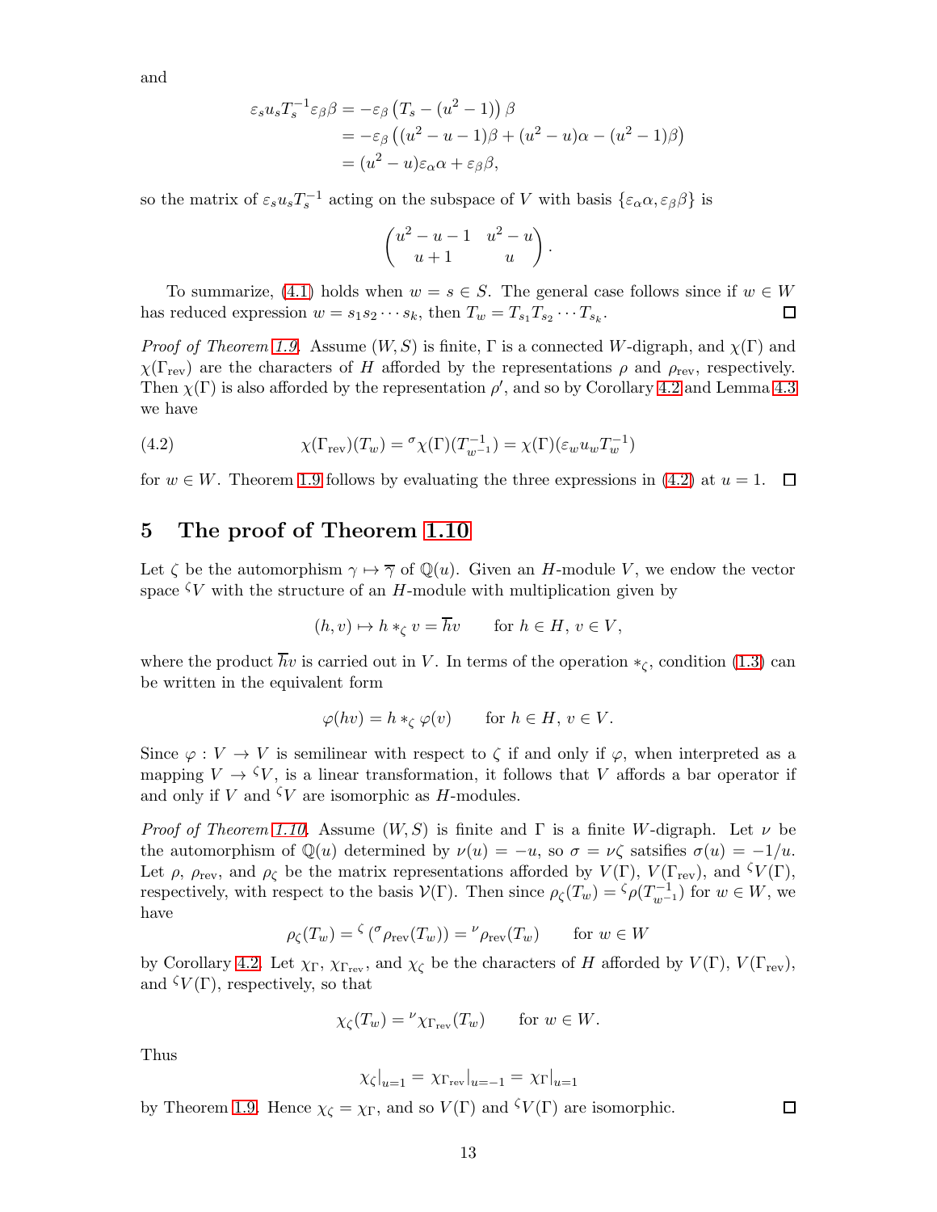and

$$
\begin{aligned}
\varepsilon_s u_s T_s^{-1} \varepsilon_\beta \beta &= -\varepsilon_\beta \left(T_s - (u^2-1)\right)\beta \\
&= -\varepsilon_\beta \left((u^2-u-1)\beta + (u^2-u)\alpha - (u^2-1)\beta\right) \\
&= (u^2-u)\varepsilon_\alpha \alpha + \varepsilon_\beta \beta,
\end{aligned}
$$

so the matrix of $\varepsilon_s u_s T_s^{-1}$ acting on the subspace of $V$ with basis $\{\varepsilon_\alpha \alpha, \varepsilon_\beta \beta\}$ is

$$
\begin{pmatrix} u^2-u-1 & u^2-u \\ u+1 & u \end{pmatrix}.
$$

To summarize, (4.1) holds when $w = s \in S$. The general case follows since if $w \in W$ has reduced expression $w = s_1 s_2 \cdots s_k$, then $T_w = T_{s_1} T_{s_2} \cdots T_{s_k}$. ☐

*Proof of Theorem 1.9.* Assume $(W,S)$ is finite, $\Gamma$ is a connected $W$-digraph, and $\chi(\Gamma)$ and $\chi(\Gamma_{\mathrm{rev}})$ are the characters of $H$ afforded by the representations $\rho$ and $\rho_{\mathrm{rev}}$, respectively. Then $\chi(\Gamma)$ is also afforded by the representation $\rho'$, and so by Corollary 4.2 and Lemma 4.3 we have

$$
\chi(\Gamma_{\mathrm{rev}})(T_w) = {}^{\sigma}\chi(\Gamma)(T_{w^{-1}}^{-1}) = \chi(\Gamma)(\varepsilon_w u_w T_w^{-1}) \tag{4.2}
$$

for $w \in W$. Theorem 1.9 follows by evaluating the three expressions in (4.2) at $u = 1$. ☐

## 5 The proof of Theorem 1.10

Let $\zeta$ be the automorphism $\gamma \mapsto \overline{\gamma}$ of $\mathbb{Q}(u)$. Given an $H$-module $V$, we endow the vector space ${}^{\zeta}V$ with the structure of an $H$-module with multiplication given by

$$
(h, v) \mapsto h *_\zeta v = \overline{h} v \qquad \text{for } h \in H,\, v \in V,
$$

where the product $\overline{h}v$ is carried out in $V$. In terms of the operation $*_\zeta$, condition (1.3) can be written in the equivalent form

$$
\varphi(hv) = h *_\zeta \varphi(v) \qquad \text{for } h \in H,\, v \in V.
$$

Since $\varphi : V \to V$ is semilinear with respect to $\zeta$ if and only if $\varphi$, when interpreted as a mapping $V \to {}^{\zeta}V$, is a linear transformation, it follows that $V$ affords a bar operator if and only if $V$ and ${}^{\zeta}V$ are isomorphic as $H$-modules.

*Proof of Theorem 1.10.* Assume $(W,S)$ is finite and $\Gamma$ is a finite $W$-digraph. Let $\nu$ be the automorphism of $\mathbb{Q}(u)$ determined by $\nu(u) = -u$, so $\sigma = \nu\zeta$ satsifies $\sigma(u) = -1/u$. Let $\rho$, $\rho_{\mathrm{rev}}$, and $\rho_\zeta$ be the matrix representations afforded by $V(\Gamma)$, $V(\Gamma_{\mathrm{rev}})$, and ${}^{\zeta}V(\Gamma)$, respectively, with respect to the basis $\mathcal{V}(\Gamma)$. Then since $\rho_\zeta(T_w) = {}^{\zeta}\rho(T_{w^{-1}}^{-1})$ for $w \in W$, we have

$$
\rho_\zeta(T_w) = {}^{\zeta}\left({}^{\sigma}\rho_{\mathrm{rev}}(T_w)\right) = {}^{\nu}\rho_{\mathrm{rev}}(T_w) \qquad \text{for } w \in W
$$

by Corollary 4.2. Let $\chi_\Gamma$, $\chi_{\Gamma_{\mathrm{rev}}}$, and $\chi_\zeta$ be the characters of $H$ afforded by $V(\Gamma)$, $V(\Gamma_{\mathrm{rev}})$, and ${}^{\zeta}V(\Gamma)$, respectively, so that

$$
\chi_\zeta(T_w) = {}^{\nu}\chi_{\Gamma_{\mathrm{rev}}}(T_w) \qquad \text{for } w \in W.
$$

Thus

$$
\chi_\zeta|_{u=1} = \chi_{\Gamma_{\mathrm{rev}}}|_{u=-1} = \chi_\Gamma|_{u=1}
$$

by Theorem 1.9. Hence $\chi_\zeta = \chi_\Gamma$, and so $V(\Gamma)$ and ${}^{\zeta}V(\Gamma)$ are isomorphic. ☐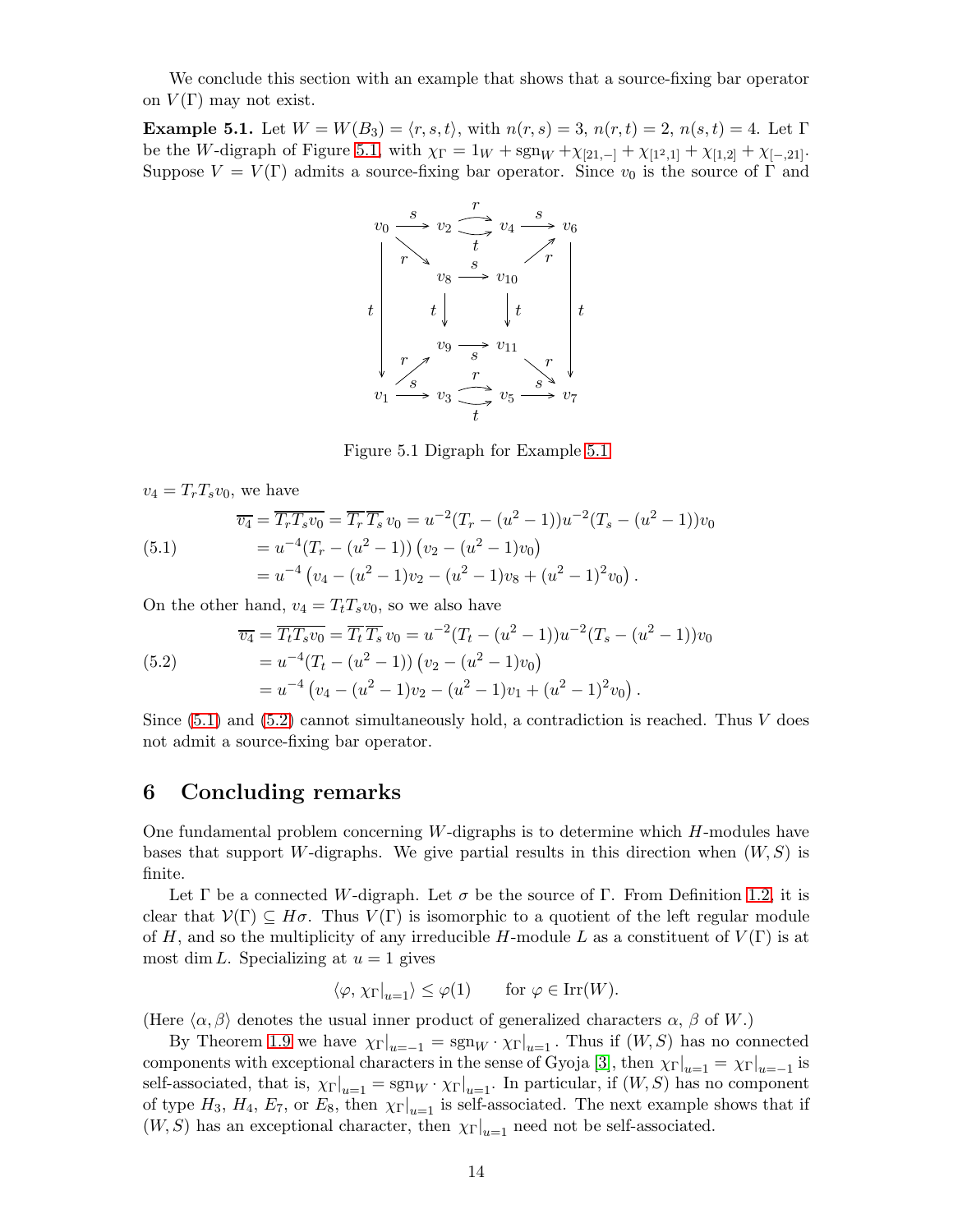We conclude this section with an example that shows that a source-fixing bar operator on $V(\Gamma)$ may not exist.

**Example 5.1.** Let $W = W(B_3) = \langle r, s, t\rangle$, with $n(r,s) = 3$, $n(r,t) = 2$, $n(s,t) = 4$. Let $\Gamma$ be the $W$-digraph of Figure 5.1, with $\chi_\Gamma = 1_W + \mathrm{sgn}_W + \chi_{[21,-]} + \chi_{[1^2,1]} + \chi_{[1,2]} + \chi_{[-,21]}$. Suppose $V = V(\Gamma)$ admits a source-fixing bar operator. Since $v_0$ is the source of $\Gamma$ and

Figure 5.1 Digraph for Example 5.1

$v_4 = T_r T_s v_0$, we have

$$
\begin{aligned}
\overline{v_4} &= \overline{T_r T_s v_0} = \overline{T_r}\,\overline{T_s}\, v_0 = u^{-2}(T_r - (u^2-1))u^{-2}(T_s - (u^2-1))v_0 \\
&= u^{-4}(T_r - (u^2-1))\left(v_2 - (u^2-1)v_0\right) \\
&= u^{-4}\left(v_4 - (u^2-1)v_2 - (u^2-1)v_8 + (u^2-1)^2 v_0\right).
\end{aligned}
\tag{5.1}
$$

On the other hand, $v_4 = T_t T_s v_0$, so we also have

$$
\begin{aligned}
\overline{v_4} &= \overline{T_t T_s v_0} = \overline{T_t}\,\overline{T_s}\, v_0 = u^{-2}(T_t - (u^2-1))u^{-2}(T_s - (u^2-1))v_0 \\
&= u^{-4}(T_t - (u^2-1))\left(v_2 - (u^2-1)v_0\right) \\
&= u^{-4}\left(v_4 - (u^2-1)v_2 - (u^2-1)v_1 + (u^2-1)^2 v_0\right).
\end{aligned}
\tag{5.2}
$$

Since (5.1) and (5.2) cannot simultaneously hold, a contradiction is reached. Thus $V$ does not admit a source-fixing bar operator.

# 6 Concluding remarks

One fundamental problem concerning $W$-digraphs is to determine which $H$-modules have bases that support $W$-digraphs. We give partial results in this direction when $(W, S)$ is finite.

Let $\Gamma$ be a connected $W$-digraph. Let $\sigma$ be the source of $\Gamma$. From Definition 1.2, it is clear that $\mathcal{V}(\Gamma) \subseteq H\sigma$. Thus $V(\Gamma)$ is isomorphic to a quotient of the left regular module of $H$, and so the multiplicity of any irreducible $H$-module $L$ as a constituent of $V(\Gamma)$ is at most $\dim L$. Specializing at $u = 1$ gives

$$\langle \varphi, \chi_\Gamma|_{u=1}\rangle \leq \varphi(1) \qquad \text{for } \varphi \in \mathrm{Irr}(W).$$

(Here $\langle \alpha, \beta\rangle$ denotes the usual inner product of generalized characters $\alpha$, $\beta$ of $W$.)

By Theorem 1.9 we have $\chi_\Gamma|_{u=-1} = \mathrm{sgn}_W \cdot \chi_\Gamma|_{u=1}$. Thus if $(W, S)$ has no connected components with exceptional characters in the sense of Gyoja [3], then $\chi_\Gamma|_{u=1} = \chi_\Gamma|_{u=-1}$ is self-associated, that is, $\chi_\Gamma|_{u=1} = \mathrm{sgn}_W \cdot \chi_\Gamma|_{u=1}$. In particular, if $(W, S)$ has no component of type $H_3$, $H_4$, $E_7$, or $E_8$, then $\chi_\Gamma|_{u=1}$ is self-associated. The next example shows that if $(W, S)$ has an exceptional character, then $\chi_\Gamma|_{u=1}$ need not be self-associated.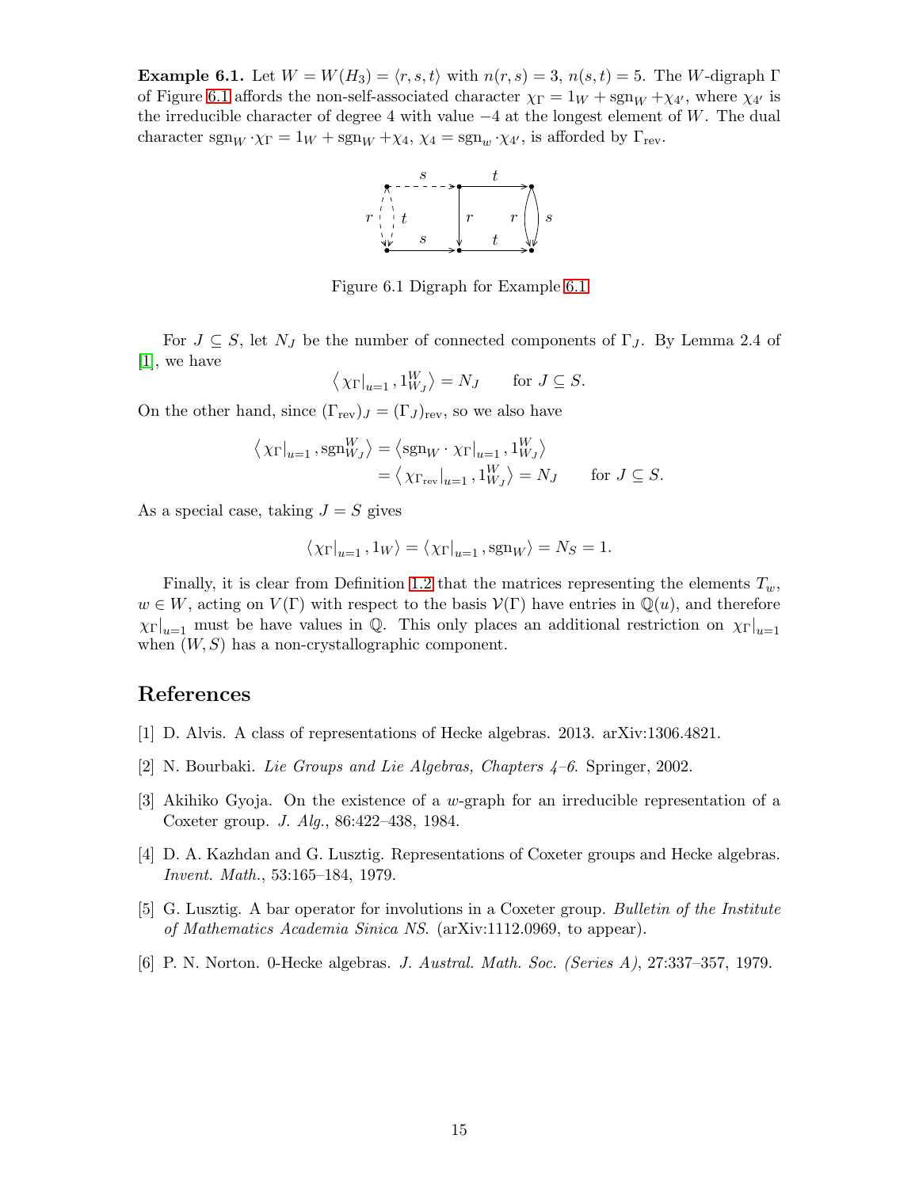**Example 6.1.** Let $W = W(H_3) = \langle r, s, t\rangle$ with $n(r,s) = 3$, $n(s,t) = 5$. The $W$-digraph $\Gamma$ of Figure 6.1 affords the non-self-associated character $\chi_\Gamma = 1_W + \mathrm{sgn}_W + \chi_{4'}$, where $\chi_{4'}$ is the irreducible character of degree 4 with value $-4$ at the longest element of $W$. The dual character $\mathrm{sgn}_W \cdot \chi_\Gamma = 1_W + \mathrm{sgn}_W + \chi_4$, $\chi_4 = \mathrm{sgn}_w \cdot \chi_{4'}$, is afforded by $\Gamma_{\mathrm{rev}}$.

s
t
r
t
r
r
s
s
t

Figure 6.1 Digraph for Example 6.1

For $J \subseteq S$, let $N_J$ be the number of connected components of $\Gamma_J$. By Lemma 2.4 of [1], we have

$$\left\langle \chi_\Gamma|_{u=1}, 1_{W_J}^W \right\rangle = N_J \qquad \text{for } J \subseteq S.$$

On the other hand, since $(\Gamma_{\mathrm{rev}})_J = (\Gamma_J)_{\mathrm{rev}}$, so we also have

$$\begin{aligned}\left\langle \chi_\Gamma|_{u=1}, \mathrm{sgn}_{W_J}^W \right\rangle &= \left\langle \mathrm{sgn}_W \cdot \chi_\Gamma|_{u=1}, 1_{W_J}^W \right\rangle \\ &= \left\langle \chi_{\Gamma_{\mathrm{rev}}}|_{u=1}, 1_{W_J}^W \right\rangle = N_J \qquad \text{for } J \subseteq S.\end{aligned}$$

As a special case, taking $J = S$ gives

$$\langle \chi_\Gamma|_{u=1}, 1_W \rangle = \langle \chi_\Gamma|_{u=1}, \mathrm{sgn}_W \rangle = N_S = 1.$$

Finally, it is clear from Definition 1.2 that the matrices representing the elements $T_w$, $w \in W$, acting on $V(\Gamma)$ with respect to the basis $\mathcal{V}(\Gamma)$ have entries in $\mathbb{Q}(u)$, and therefore $\chi_\Gamma|_{u=1}$ must be have values in $\mathbb{Q}$. This only places an additional restriction on $\chi_\Gamma|_{u=1}$ when $(W,S)$ has a non-crystallographic component.

## References

[1] D. Alvis. A class of representations of Hecke algebras. 2013. arXiv:1306.4821.

[2] N. Bourbaki. *Lie Groups and Lie Algebras, Chapters 4–6*. Springer, 2002.

[3] Akihiko Gyoja. On the existence of a $w$-graph for an irreducible representation of a Coxeter group. *J. Alg.*, 86:422–438, 1984.

[4] D. A. Kazhdan and G. Lusztig. Representations of Coxeter groups and Hecke algebras. *Invent. Math.*, 53:165–184, 1979.

[5] G. Lusztig. A bar operator for involutions in a Coxeter group. *Bulletin of the Institute of Mathematics Academia Sinica NS.* (arXiv:1112.0969, to appear).

[6] P. N. Norton. 0-Hecke algebras. *J. Austral. Math. Soc. (Series A)*, 27:337–357, 1979.